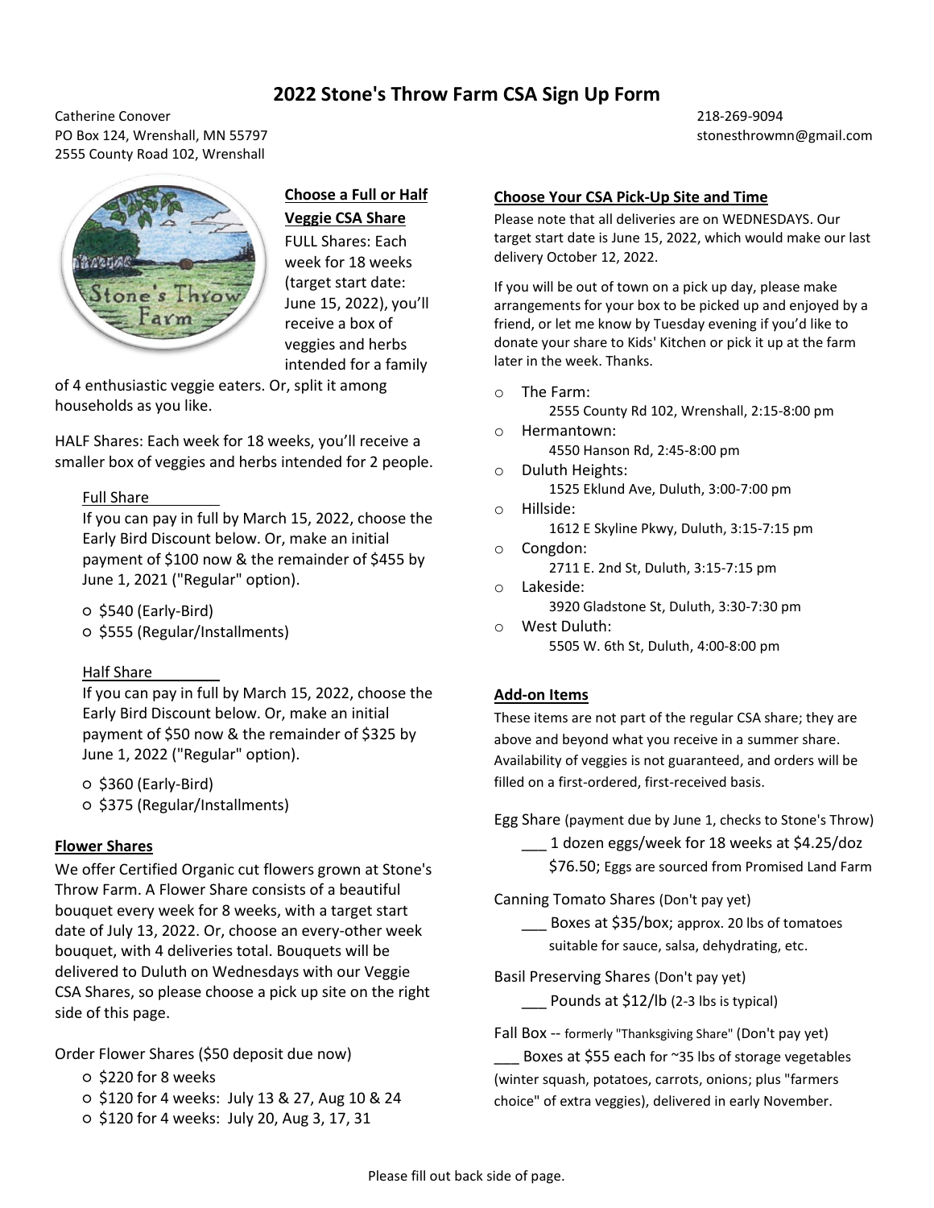# 2022 Stone's Throw Farm CSA Sign Up Form

Catherine Conover
PO Box 124, Wrenshall, MN 55797
2555 County Road 102, Wrenshall

218-269-9094
stonesthrowmn@gmail.com

## Choose a Full or Half Veggie CSA Share

FULL Shares: Each week for 18 weeks (target start date: June 15, 2022), you'll receive a box of veggies and herbs intended for a family of 4 enthusiastic veggie eaters. Or, split it among households as you like.

HALF Shares: Each week for 18 weeks, you'll receive a smaller box of veggies and herbs intended for 2 people.

Full Share

If you can pay in full by March 15, 2022, choose the Early Bird Discount below. Or, make an initial payment of $100 now & the remainder of $455 by June 1, 2021 ("Regular" option).

- ○ $540 (Early-Bird)
- ○ $555 (Regular/Installments)

Half Share

If you can pay in full by March 15, 2022, choose the Early Bird Discount below. Or, make an initial payment of $50 now & the remainder of $325 by June 1, 2022 ("Regular" option).

- ○ $360 (Early-Bird)
- ○ $375 (Regular/Installments)

## Flower Shares

We offer Certified Organic cut flowers grown at Stone's Throw Farm. A Flower Share consists of a beautiful bouquet every week for 8 weeks, with a target start date of July 13, 2022. Or, choose an every-other week bouquet, with 4 deliveries total. Bouquets will be delivered to Duluth on Wednesdays with our Veggie CSA Shares, so please choose a pick up site on the right side of this page.

Order Flower Shares ($50 deposit due now)

- ○ $220 for 8 weeks
- ○ $120 for 4 weeks: July 13 & 27, Aug 10 & 24
- ○ $120 for 4 weeks: July 20, Aug 3, 17, 31

## Choose Your CSA Pick-Up Site and Time

Please note that all deliveries are on WEDNESDAYS. Our target start date is June 15, 2022, which would make our last delivery October 12, 2022.

If you will be out of town on a pick up day, please make arrangements for your box to be picked up and enjoyed by a friend, or let me know by Tuesday evening if you'd like to donate your share to Kids' Kitchen or pick it up at the farm later in the week. Thanks.

- ○ The Farm:
  2555 County Rd 102, Wrenshall, 2:15-8:00 pm
- ○ Hermantown:
  4550 Hanson Rd, 2:45-8:00 pm
- ○ Duluth Heights:
  1525 Eklund Ave, Duluth, 3:00-7:00 pm
- ○ Hillside:
  1612 E Skyline Pkwy, Duluth, 3:15-7:15 pm
- ○ Congdon:
  2711 E. 2nd St, Duluth, 3:15-7:15 pm
- ○ Lakeside:
  3920 Gladstone St, Duluth, 3:30-7:30 pm
- ○ West Duluth:
  5505 W. 6th St, Duluth, 4:00-8:00 pm

## Add-on Items

These items are not part of the regular CSA share; they are above and beyond what you receive in a summer share. Availability of veggies is not guaranteed, and orders will be filled on a first-ordered, first-received basis.

Egg Share (payment due by June 1, checks to Stone's Throw)

___ 1 dozen eggs/week for 18 weeks at $4.25/doz $76.50; Eggs are sourced from Promised Land Farm

Canning Tomato Shares (Don't pay yet)

___ Boxes at $35/box; approx. 20 lbs of tomatoes suitable for sauce, salsa, dehydrating, etc.

Basil Preserving Shares (Don't pay yet)

___ Pounds at $12/lb (2-3 lbs is typical)

Fall Box -- formerly "Thanksgiving Share" (Don't pay yet)

___ Boxes at $55 each for ~35 lbs of storage vegetables (winter squash, potatoes, carrots, onions; plus "farmers choice" of extra veggies), delivered in early November.

Please fill out back side of page.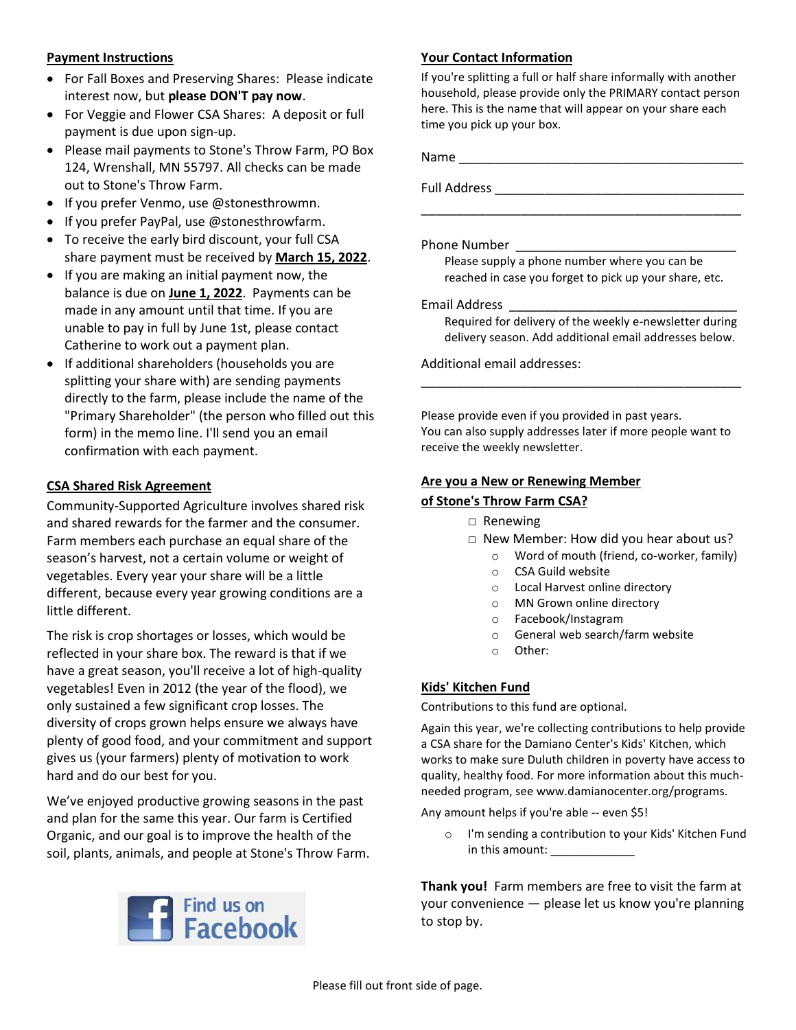## Payment Instructions

- For Fall Boxes and Preserving Shares: Please indicate interest now, but **please DON'T pay now**.
- For Veggie and Flower CSA Shares: A deposit or full payment is due upon sign-up.
- Please mail payments to Stone's Throw Farm, PO Box 124, Wrenshall, MN 55797. All checks can be made out to Stone's Throw Farm.
- If you prefer Venmo, use @stonesthrowmn.
- If you prefer PayPal, use @stonesthrowfarm.
- To receive the early bird discount, your full CSA share payment must be received by **March 15, 2022**.
- If you are making an initial payment now, the balance is due on **June 1, 2022**. Payments can be made in any amount until that time. If you are unable to pay in full by June 1st, please contact Catherine to work out a payment plan.
- If additional shareholders (households you are splitting your share with) are sending payments directly to the farm, please include the name of the "Primary Shareholder" (the person who filled out this form) in the memo line. I'll send you an email confirmation with each payment.

## CSA Shared Risk Agreement

Community-Supported Agriculture involves shared risk and shared rewards for the farmer and the consumer. Farm members each purchase an equal share of the season's harvest, not a certain volume or weight of vegetables. Every year your share will be a little different, because every year growing conditions are a little different.

The risk is crop shortages or losses, which would be reflected in your share box. The reward is that if we have a great season, you'll receive a lot of high-quality vegetables! Even in 2012 (the year of the flood), we only sustained a few significant crop losses. The diversity of crops grown helps ensure we always have plenty of good food, and your commitment and support gives us (your farmers) plenty of motivation to work hard and do our best for you.

We've enjoyed productive growing seasons in the past and plan for the same this year. Our farm is Certified Organic, and our goal is to improve the health of the soil, plants, animals, and people at Stone's Throw Farm.

Find us on Facebook

## Your Contact Information

If you're splitting a full or half share informally with another household, please provide only the PRIMARY contact person here. This is the name that will appear on your share each time you pick up your box.

Name ________________________________________

Full Address ____________________________________

________________________________________________

Phone Number ______________________________

Please supply a phone number where you can be reached in case you forget to pick up your share, etc.

Email Address ______________________________

Required for delivery of the weekly e-newsletter during delivery season. Add additional email addresses below.

Additional email addresses:

________________________________________________

Please provide even if you provided in past years.
You can also supply addresses later if more people want to receive the weekly newsletter.

## Are you a New or Renewing Member of Stone's Throw Farm CSA?

- ☐ Renewing
- ☐ New Member: How did you hear about us?
  - ○ Word of mouth (friend, co-worker, family)
  - ○ CSA Guild website
  - ○ Local Harvest online directory
  - ○ MN Grown online directory
  - ○ Facebook/Instagram
  - ○ General web search/farm website
  - ○ Other:

## Kids' Kitchen Fund

Contributions to this fund are optional.

Again this year, we're collecting contributions to help provide a CSA share for the Damiano Center's Kids' Kitchen, which works to make sure Duluth children in poverty have access to quality, healthy food. For more information about this much-needed program, see www.damianocenter.org/programs.

Any amount helps if you're able -- even $5!

- ○ I'm sending a contribution to your Kids' Kitchen Fund in this amount: _____________

**Thank you!** Farm members are free to visit the farm at your convenience — please let us know you're planning to stop by.

Please fill out front side of page.